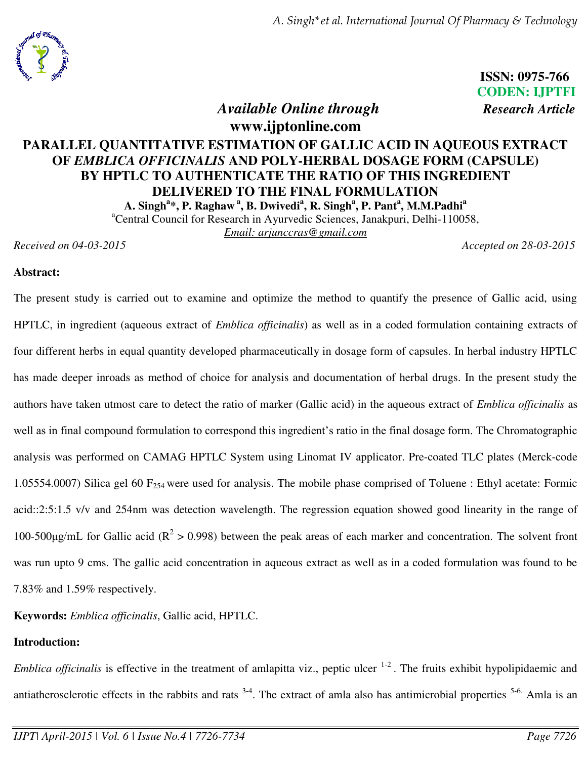ISSN: 0975-766
CODEN: IJPTFI
*Research Article*

*Available Online through*
**www.ijptonline.com**

# PARALLEL QUANTITATIVE ESTIMATION OF GALLIC ACID IN AQUEOUS EXTRACT OF *EMBLICA OFFICINALIS* AND POLY-HERBAL DOSAGE FORM (CAPSULE) BY HPTLC TO AUTHENTICATE THE RATIO OF THIS INGREDIENT DELIVERED TO THE FINAL FORMULATION

**A. Singh[a]*, P. Raghaw [a], B. Dwivedi[a], R. Singh[a], P. Pant[a], M.M.Padhi[a]**

[a]Central Council for Research in Ayurvedic Sciences, Janakpuri, Delhi-110058,
Email: arjunccras@gmail.com

*Received on 04-03-2015* *Accepted on 28-03-2015*

**Abstract:**

The present study is carried out to examine and optimize the method to quantify the presence of Gallic acid, using HPTLC, in ingredient (aqueous extract of *Emblica officinalis*) as well as in a coded formulation containing extracts of four different herbs in equal quantity developed pharmaceutically in dosage form of capsules. In herbal industry HPTLC has made deeper inroads as method of choice for analysis and documentation of herbal drugs. In the present study the authors have taken utmost care to detect the ratio of marker (Gallic acid) in the aqueous extract of *Emblica officinalis* as well as in final compound formulation to correspond this ingredient's ratio in the final dosage form. The Chromatographic analysis was performed on CAMAG HPTLC System using Linomat IV applicator. Pre-coated TLC plates (Merck-code 1.05554.0007) Silica gel 60 $F_{254}$ were used for analysis. The mobile phase comprised of Toluene : Ethyl acetate: Formic acid::2:5:1.5 v/v and 254nm was detection wavelength. The regression equation showed good linearity in the range of 100-500µg/mL for Gallic acid ($R^2 > 0.998$) between the peak areas of each marker and concentration. The solvent front was run upto 9 cms. The gallic acid concentration in aqueous extract as well as in a coded formulation was found to be 7.83% and 1.59% respectively.

**Keywords:** *Emblica officinalis*, Gallic acid, HPTLC.

**Introduction:**

*Emblica officinalis* is effective in the treatment of amlapitta viz., peptic ulcer [1-2]. The fruits exhibit hypolipidaemic and antiatherosclerotic effects in the rabbits and rats [3-4]. The extract of amla also has antimicrobial properties [5-6]. Amla is an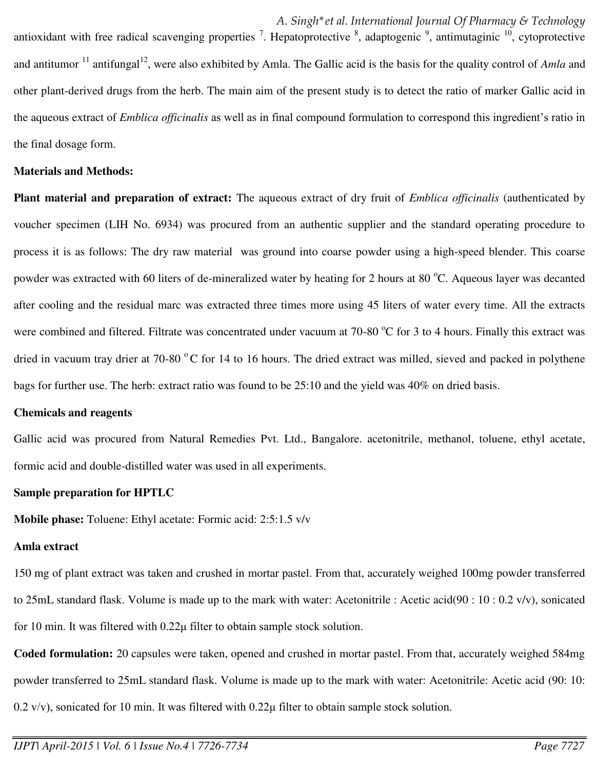antioxidant with free radical scavenging properties [7]. Hepatoprotective [8], adaptogenic [9], antimutaginic [10], cytoprotective and antitumor [11] antifungal[12], were also exhibited by Amla. The Gallic acid is the basis for the quality control of *Amla* and other plant-derived drugs from the herb. The main aim of the present study is to detect the ratio of marker Gallic acid in the aqueous extract of *Emblica officinalis* as well as in final compound formulation to correspond this ingredient's ratio in the final dosage form.

**Materials and Methods:**

**Plant material and preparation of extract:** The aqueous extract of dry fruit of *Emblica officinalis* (authenticated by voucher specimen (LIH No. 6934) was procured from an authentic supplier and the standard operating procedure to process it is as follows: The dry raw material was ground into coarse powder using a high-speed blender. This coarse powder was extracted with 60 liters of de-mineralized water by heating for 2 hours at 80 $^{o}$C. Aqueous layer was decanted after cooling and the residual marc was extracted three times more using 45 liters of water every time. All the extracts were combined and filtered. Filtrate was concentrated under vacuum at 70-80 $^{o}$C for 3 to 4 hours. Finally this extract was dried in vacuum tray drier at 70-80 $^{o}$C for 14 to 16 hours. The dried extract was milled, sieved and packed in polythene bags for further use. The herb: extract ratio was found to be 25:10 and the yield was 40% on dried basis.

**Chemicals and reagents**

Gallic acid was procured from Natural Remedies Pvt. Ltd., Bangalore. acetonitrile, methanol, toluene, ethyl acetate, formic acid and double-distilled water was used in all experiments.

**Sample preparation for HPTLC**

**Mobile phase:** Toluene: Ethyl acetate: Formic acid: 2:5:1.5 v/v

**Amla extract**

150 mg of plant extract was taken and crushed in mortar pastel. From that, accurately weighed 100mg powder transferred to 25mL standard flask. Volume is made up to the mark with water: Acetonitrile : Acetic acid(90 : 10 : 0.2 v/v), sonicated for 10 min. It was filtered with 0.22µ filter to obtain sample stock solution.

**Coded formulation:** 20 capsules were taken, opened and crushed in mortar pastel. From that, accurately weighed 584mg powder transferred to 25mL standard flask. Volume is made up to the mark with water: Acetonitrile: Acetic acid (90: 10: 0.2 v/v), sonicated for 10 min. It was filtered with 0.22µ filter to obtain sample stock solution.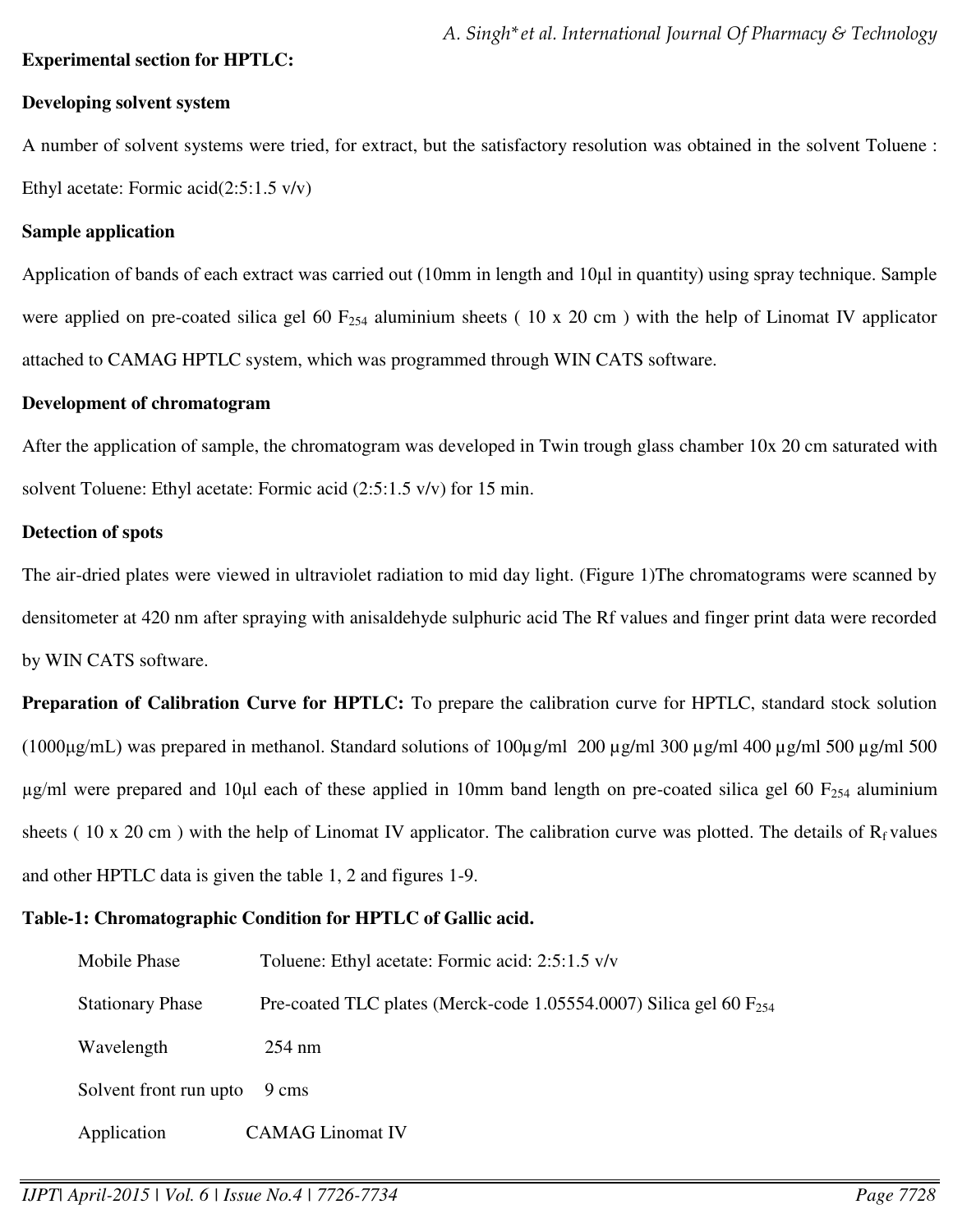**Experimental section for HPTLC:**

**Developing solvent system**

A number of solvent systems were tried, for extract, but the satisfactory resolution was obtained in the solvent Toluene : Ethyl acetate: Formic acid(2:5:1.5 v/v)

**Sample application**

Application of bands of each extract was carried out (10mm in length and 10µl in quantity) using spray technique. Sample were applied on pre-coated silica gel 60 $F_{254}$ aluminium sheets ( 10 x 20 cm ) with the help of Linomat IV applicator attached to CAMAG HPTLC system, which was programmed through WIN CATS software.

**Development of chromatogram**

After the application of sample, the chromatogram was developed in Twin trough glass chamber 10x 20 cm saturated with solvent Toluene: Ethyl acetate: Formic acid (2:5:1.5 v/v) for 15 min.

**Detection of spots**

The air-dried plates were viewed in ultraviolet radiation to mid day light. (Figure 1)The chromatograms were scanned by densitometer at 420 nm after spraying with anisaldehyde sulphuric acid The Rf values and finger print data were recorded by WIN CATS software.

**Preparation of Calibration Curve for HPTLC:** To prepare the calibration curve for HPTLC, standard stock solution (1000µg/mL) was prepared in methanol. Standard solutions of 100µg/ml 200 µg/ml 300 µg/ml 400 µg/ml 500 µg/ml 500 µg/ml were prepared and 10µl each of these applied in 10mm band length on pre-coated silica gel 60 $F_{254}$ aluminium sheets ( 10 x 20 cm ) with the help of Linomat IV applicator. The calibration curve was plotted. The details of $R_f$ values and other HPTLC data is given the table 1, 2 and figures 1-9.

**Table-1: Chromatographic Condition for HPTLC of Gallic acid.**

| | |
|---|---|
| Mobile Phase | Toluene: Ethyl acetate: Formic acid: 2:5:1.5 v/v |
| Stationary Phase | Pre-coated TLC plates (Merck-code 1.05554.0007) Silica gel 60 $F_{254}$ |
| Wavelength | 254 nm |
| Solvent front run upto | 9 cms |
| Application | CAMAG Linomat IV |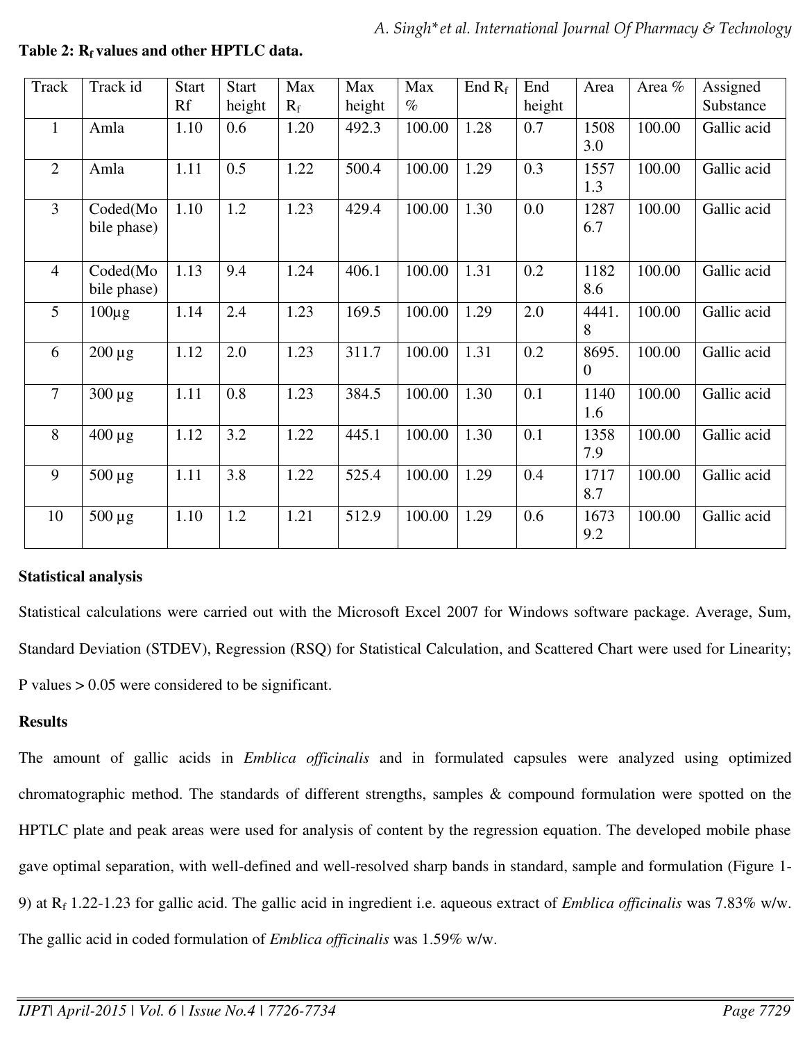**Table 2: $R_f$ values and other HPTLC data.**

| Track | Track id | Start Rf | Start height | Max $R_f$ | Max height | Max % | End $R_f$ | End height | Area | Area % | Assigned Substance |
|---|---|---|---|---|---|---|---|---|---|---|---|
| 1 | Amla | 1.10 | 0.6 | 1.20 | 492.3 | 100.00 | 1.28 | 0.7 | 15083.0 | 100.00 | Gallic acid |
| 2 | Amla | 1.11 | 0.5 | 1.22 | 500.4 | 100.00 | 1.29 | 0.3 | 15571.3 | 100.00 | Gallic acid |
| 3 | Coded(Mobile phase) | 1.10 | 1.2 | 1.23 | 429.4 | 100.00 | 1.30 | 0.0 | 12876.7 | 100.00 | Gallic acid |
| 4 | Coded(Mobile phase) | 1.13 | 9.4 | 1.24 | 406.1 | 100.00 | 1.31 | 0.2 | 11828.6 | 100.00 | Gallic acid |
| 5 | 100µg | 1.14 | 2.4 | 1.23 | 169.5 | 100.00 | 1.29 | 2.0 | 4441.8 | 100.00 | Gallic acid |
| 6 | 200 µg | 1.12 | 2.0 | 1.23 | 311.7 | 100.00 | 1.31 | 0.2 | 8695.0 | 100.00 | Gallic acid |
| 7 | 300 µg | 1.11 | 0.8 | 1.23 | 384.5 | 100.00 | 1.30 | 0.1 | 11401.6 | 100.00 | Gallic acid |
| 8 | 400 µg | 1.12 | 3.2 | 1.22 | 445.1 | 100.00 | 1.30 | 0.1 | 13587.9 | 100.00 | Gallic acid |
| 9 | 500 µg | 1.11 | 3.8 | 1.22 | 525.4 | 100.00 | 1.29 | 0.4 | 17178.7 | 100.00 | Gallic acid |
| 10 | 500 µg | 1.10 | 1.2 | 1.21 | 512.9 | 100.00 | 1.29 | 0.6 | 16739.2 | 100.00 | Gallic acid |

**Statistical analysis**

Statistical calculations were carried out with the Microsoft Excel 2007 for Windows software package. Average, Sum, Standard Deviation (STDEV), Regression (RSQ) for Statistical Calculation, and Scattered Chart were used for Linearity; P values > 0.05 were considered to be significant.

**Results**

The amount of gallic acids in *Emblica officinalis* and in formulated capsules were analyzed using optimized chromatographic method. The standards of different strengths, samples & compound formulation were spotted on the HPTLC plate and peak areas were used for analysis of content by the regression equation. The developed mobile phase gave optimal separation, with well-defined and well-resolved sharp bands in standard, sample and formulation (Figure 1-9) at $R_f$ 1.22-1.23 for gallic acid. The gallic acid in ingredient i.e. aqueous extract of *Emblica officinalis* was 7.83% w/w. The gallic acid in coded formulation of *Emblica officinalis* was 1.59% w/w.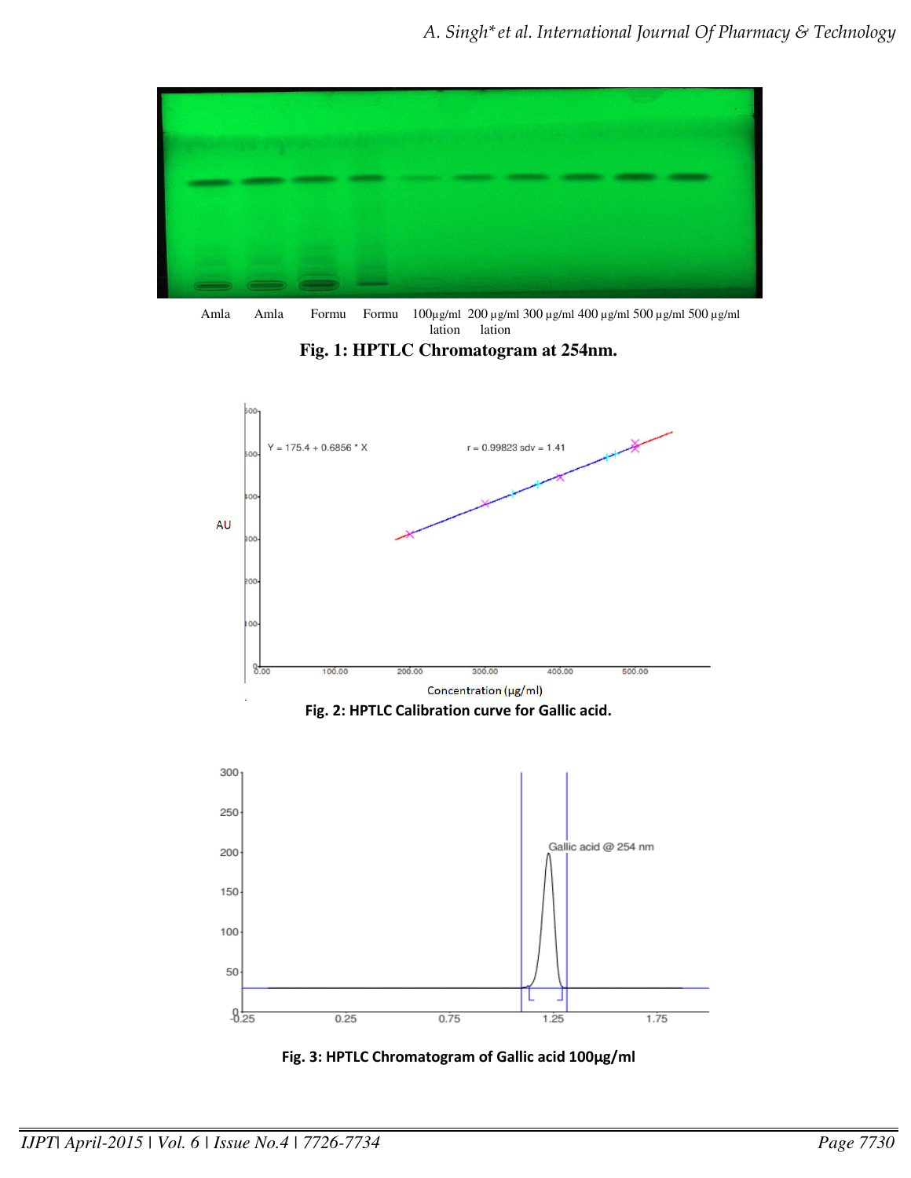Amla Amla Formu lation Formu lation 100µg/ml 200 µg/ml 300 µg/ml 400 µg/ml 500 µg/ml 500 µg/ml

**Fig. 1: HPTLC Chromatogram at 254nm.**

Y = 175.4 + 0.6856 * X

r = 0.99823 sdv = 1.41

AU

Concentration (µg/ml)

**Fig. 2: HPTLC Calibration curve for Gallic acid.**

Gallic acid @ 254 nm

**Fig. 3: HPTLC Chromatogram of Gallic acid 100µg/ml**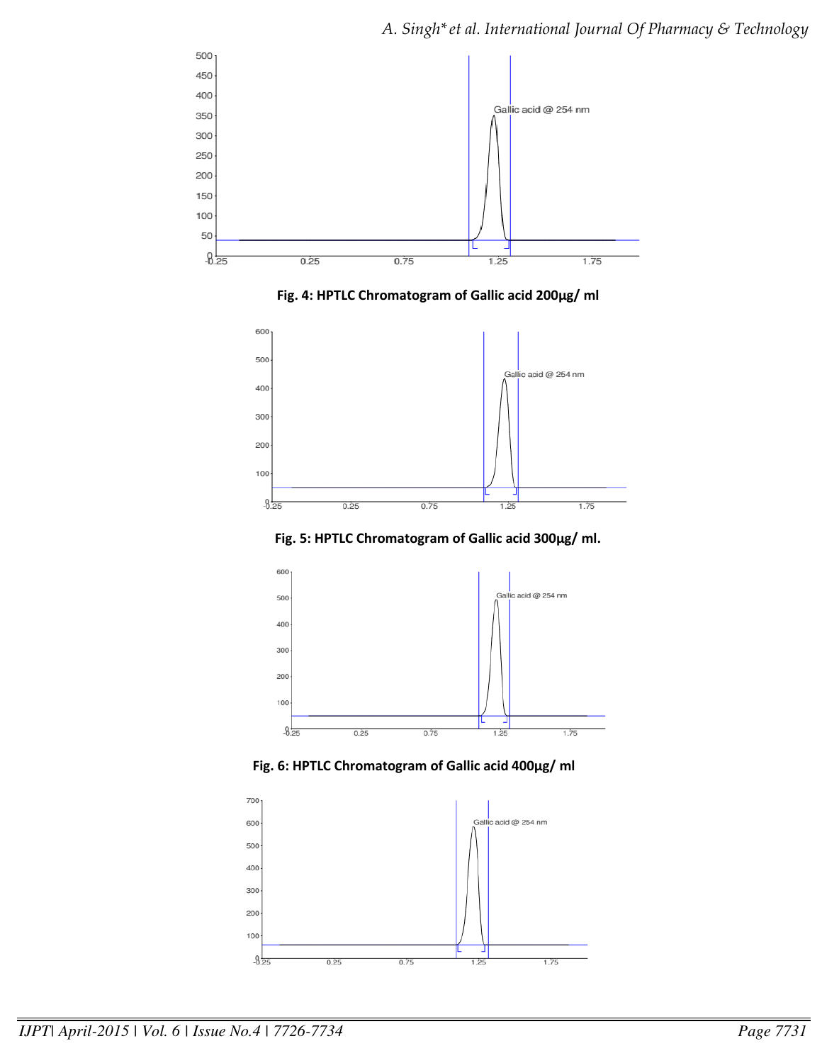500
450
400
350
300
250
200
150
100
50
0
-0.25
0.25
0.75
1.25
1.75
Gallic acid @ 254 nm

**Fig. 4: HPTLC Chromatogram of Gallic acid 200µg/ ml**

600
500
400
300
200
100
0
-0.25
0.25
0.75
1.25
1.75
Gallic acid @ 254 nm

**Fig. 5: HPTLC Chromatogram of Gallic acid 300µg/ ml.**

600
500
400
300
200
100
0
-0.25
0.25
0.75
1.25
1.75
Gallic acid @ 254 nm

**Fig. 6: HPTLC Chromatogram of Gallic acid 400µg/ ml**

700
600
500
400
300
200
100
0
-0.25
0.25
0.75
1.25
1.75
Gallic acid @ 254 nm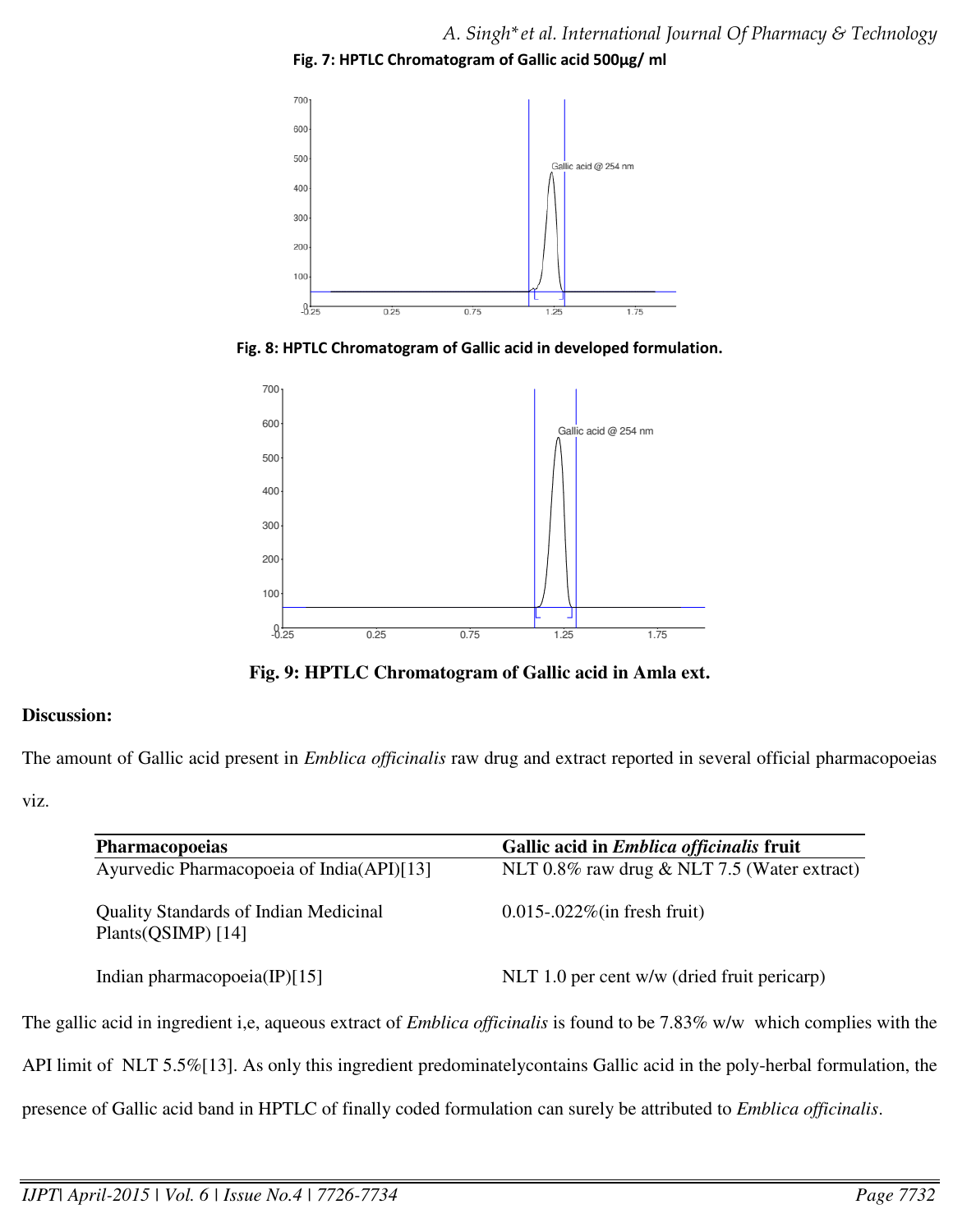Fig. 7: HPTLC Chromatogram of Gallic acid 500µg/ ml

700
600
500
400
300
200
100
0
-0.25
0.25
0.75
1.25
1.75
Gallic acid @ 254 nm

Fig. 8: HPTLC Chromatogram of Gallic acid in developed formulation.

700
600
500
400
300
200
100
0
-0.25
0.25
0.75
1.25
1.75
Gallic acid @ 254 nm

**Fig. 9: HPTLC Chromatogram of Gallic acid in Amla ext.**

**Discussion:**

The amount of Gallic acid present in *Emblica officinalis* raw drug and extract reported in several official pharmacopoeias viz.

| Pharmacopoeias | Gallic acid in *Emblica officinalis* fruit |
|---|---|
| Ayurvedic Pharmacopoeia of India(API)[13] | NLT 0.8% raw drug & NLT 7.5 (Water extract) |
| Quality Standards of Indian Medicinal Plants(QSIMP) [14] | 0.015-.022%(in fresh fruit) |
| Indian pharmacopoeia(IP)[15] | NLT 1.0 per cent w/w (dried fruit pericarp) |

The gallic acid in ingredient i,e, aqueous extract of *Emblica officinalis* is found to be 7.83% w/w which complies with the API limit of NLT 5.5%[13]. As only this ingredient predominatelycontains Gallic acid in the poly-herbal formulation, the presence of Gallic acid band in HPTLC of finally coded formulation can surely be attributed to *Emblica officinalis*.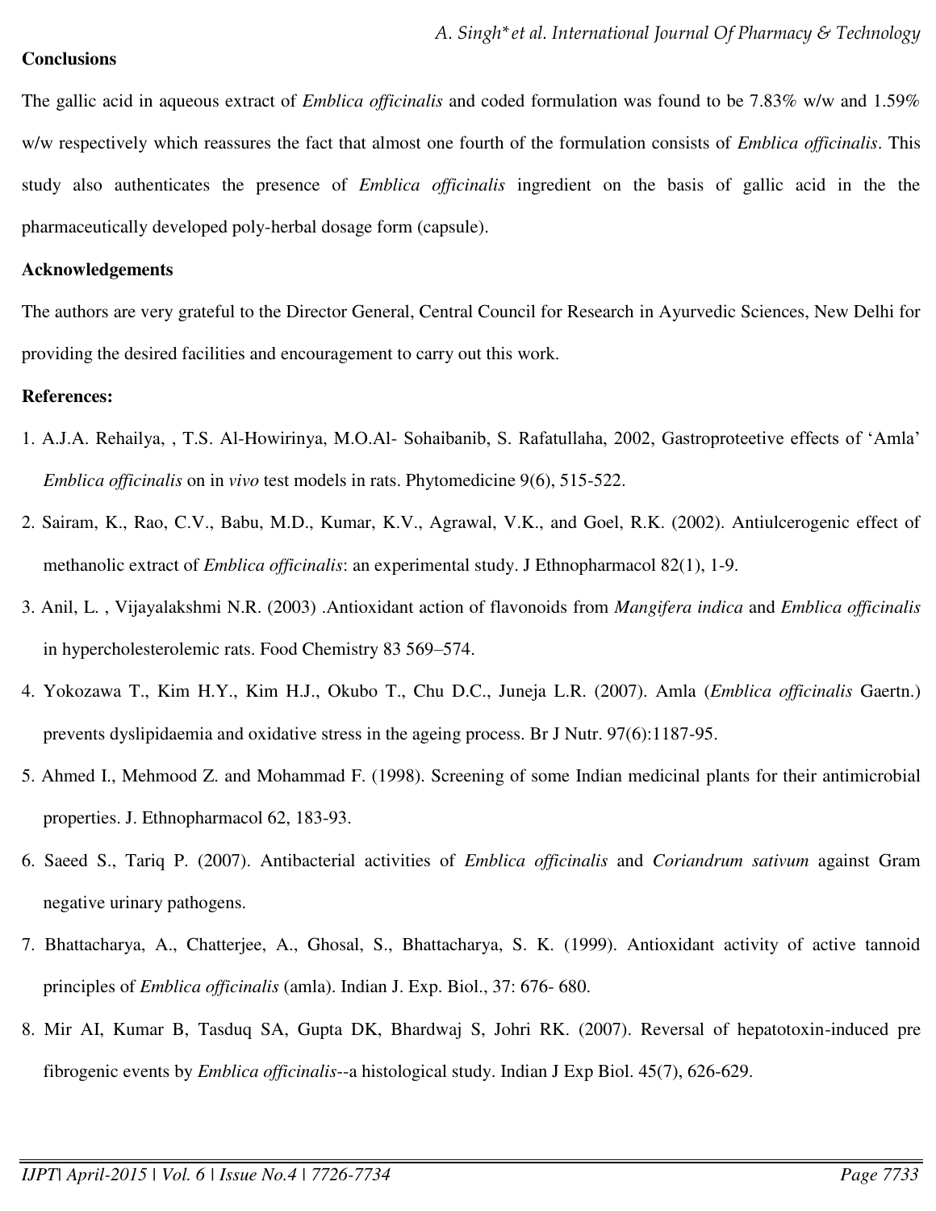**Conclusions**

The gallic acid in aqueous extract of *Emblica officinalis* and coded formulation was found to be 7.83% w/w and 1.59% w/w respectively which reassures the fact that almost one fourth of the formulation consists of *Emblica officinalis*. This study also authenticates the presence of *Emblica officinalis* ingredient on the basis of gallic acid in the the pharmaceutically developed poly-herbal dosage form (capsule).

**Acknowledgements**

The authors are very grateful to the Director General, Central Council for Research in Ayurvedic Sciences, New Delhi for providing the desired facilities and encouragement to carry out this work.

**References:**

1. A.J.A. Rehailya, , T.S. Al-Howirinya, M.O.Al- Sohaibanib, S. Rafatullaha, 2002, Gastroproteetive effects of 'Amla' *Emblica officinalis* on in *vivo* test models in rats. Phytomedicine 9(6), 515-522.
2. Sairam, K., Rao, C.V., Babu, M.D., Kumar, K.V., Agrawal, V.K., and Goel, R.K. (2002). Antiulcerogenic effect of methanolic extract of *Emblica officinalis*: an experimental study. J Ethnopharmacol 82(1), 1-9.
3. Anil, L. , Vijayalakshmi N.R. (2003) .Antioxidant action of flavonoids from *Mangifera indica* and *Emblica officinalis* in hypercholesterolemic rats. Food Chemistry 83 569–574.
4. Yokozawa T., Kim H.Y., Kim H.J., Okubo T., Chu D.C., Juneja L.R. (2007). Amla (*Emblica officinalis* Gaertn.) prevents dyslipidaemia and oxidative stress in the ageing process. Br J Nutr. 97(6):1187-95.
5. Ahmed I., Mehmood Z. and Mohammad F. (1998). Screening of some Indian medicinal plants for their antimicrobial properties. J. Ethnopharmacol 62, 183-93.
6. Saeed S., Tariq P. (2007). Antibacterial activities of *Emblica officinalis* and *Coriandrum sativum* against Gram negative urinary pathogens.
7. Bhattacharya, A., Chatterjee, A., Ghosal, S., Bhattacharya, S. K. (1999). Antioxidant activity of active tannoid principles of *Emblica officinalis* (amla). Indian J. Exp. Biol., 37: 676- 680.
8. Mir AI, Kumar B, Tasduq SA, Gupta DK, Bhardwaj S, Johri RK. (2007). Reversal of hepatotoxin-induced pre fibrogenic events by *Emblica officinalis*--a histological study. Indian J Exp Biol. 45(7), 626-629.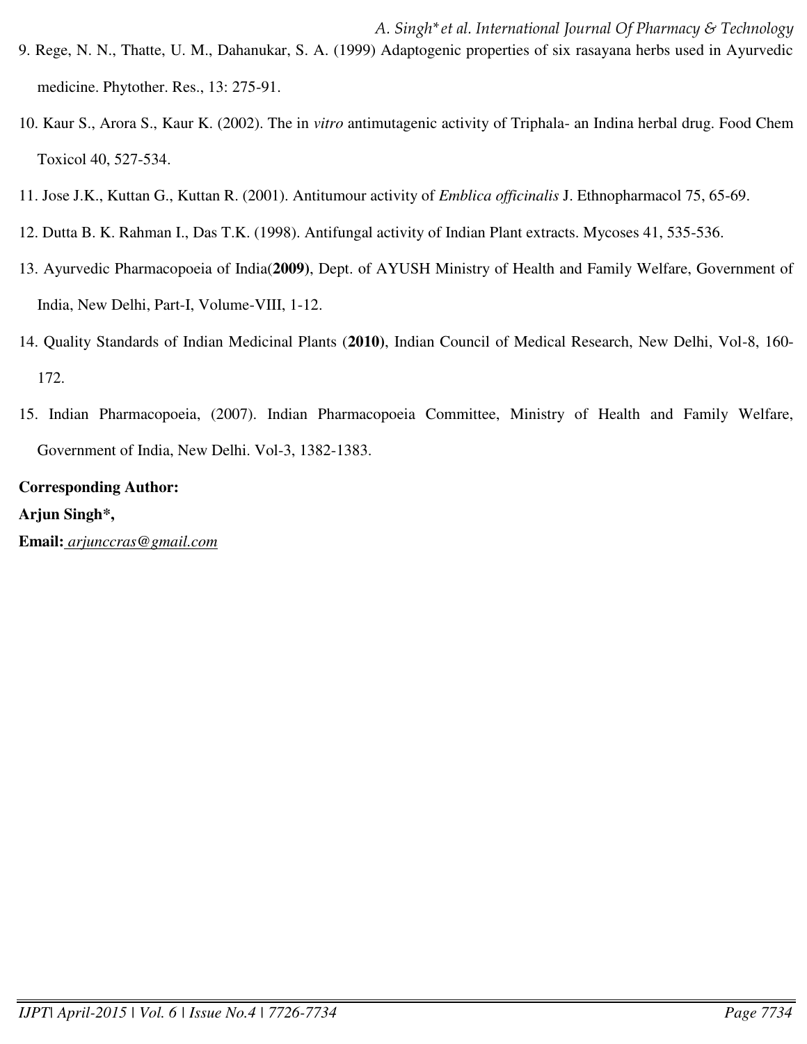9. Rege, N. N., Thatte, U. M., Dahanukar, S. A. (1999) Adaptogenic properties of six rasayana herbs used in Ayurvedic medicine. Phytother. Res., 13: 275-91.

10. Kaur S., Arora S., Kaur K. (2002). The in *vitro* antimutagenic activity of Triphala- an Indina herbal drug. Food Chem Toxicol 40, 527-534.

11. Jose J.K., Kuttan G., Kuttan R. (2001). Antitumour activity of *Emblica officinalis* J. Ethnopharmacol 75, 65-69.

12. Dutta B. K. Rahman I., Das T.K. (1998). Antifungal activity of Indian Plant extracts. Mycoses 41, 535-536.

13. Ayurvedic Pharmacopoeia of India(**2009**), Dept. of AYUSH Ministry of Health and Family Welfare, Government of India, New Delhi, Part-I, Volume-VIII, 1-12.

14. Quality Standards of Indian Medicinal Plants (**2010**), Indian Council of Medical Research, New Delhi, Vol-8, 160-172.

15. Indian Pharmacopoeia, (2007). Indian Pharmacopoeia Committee, Ministry of Health and Family Welfare, Government of India, New Delhi. Vol-3, 1382-1383.

**Corresponding Author:**

**Arjun Singh*,**

**Email:** arjunccras@gmail.com